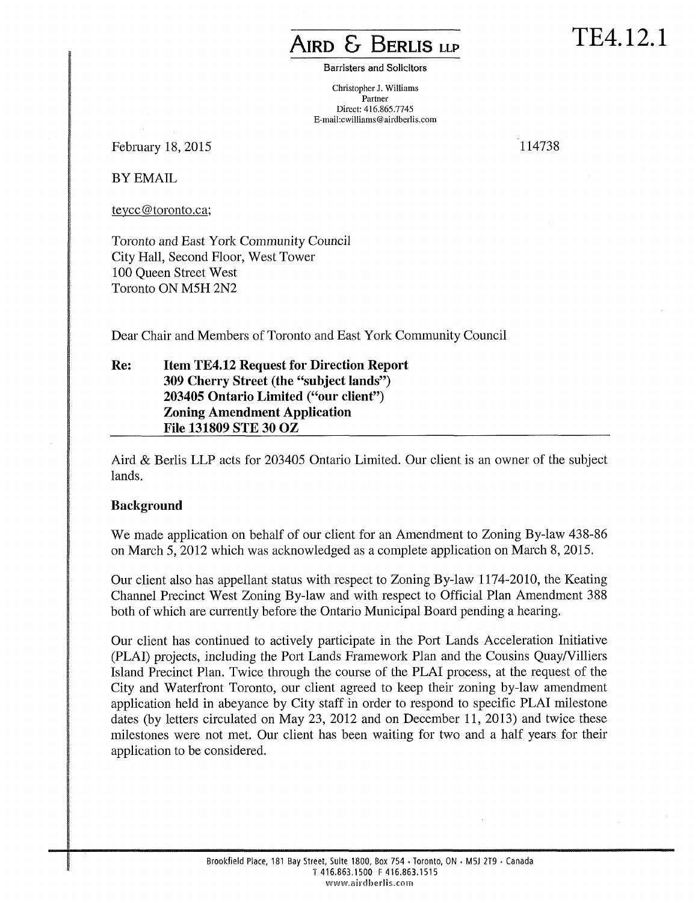TE4.12.1

**AIRD & BERLIS LLP**

Barristers and Solicitors

Christopher J. Williams
Partner
Direct: 416.865.7745
E-mail:cwilliams@airdberlis.com

February 18, 2015

114738

BY EMAIL

teycc@toronto.ca;

Toronto and East York Community Council
City Hall, Second Floor, West Tower
100 Queen Street West
Toronto ON M5H 2N2

Dear Chair and Members of Toronto and East York Community Council

**Re: Item TE4.12 Request for Direction Report**
**309 Cherry Street (the "subject lands")**
**203405 Ontario Limited ("our client")**
**Zoning Amendment Application**
**File 131809 STE 30 OZ**

Aird & Berlis LLP acts for 203405 Ontario Limited. Our client is an owner of the subject lands.

**Background**

We made application on behalf of our client for an Amendment to Zoning By-law 438-86 on March 5, 2012 which was acknowledged as a complete application on March 8, 2015.

Our client also has appellant status with respect to Zoning By-law 1174-2010, the Keating Channel Precinct West Zoning By-law and with respect to Official Plan Amendment 388 both of which are currently before the Ontario Municipal Board pending a hearing.

Our client has continued to actively participate in the Port Lands Acceleration Initiative (PLAI) projects, including the Port Lands Framework Plan and the Cousins Quay/Villiers Island Precinct Plan. Twice through the course of the PLAI process, at the request of the City and Waterfront Toronto, our client agreed to keep their zoning by-law amendment application held in abeyance by City staff in order to respond to specific PLAI milestone dates (by letters circulated on May 23, 2012 and on December 11, 2013) and twice these milestones were not met. Our client has been waiting for two and a half years for their application to be considered.

Brookfield Place, 181 Bay Street, Suite 1800, Box 754 • Toronto, ON • M5J 2T9 • Canada
T 416.863.1500 F 416.863.1515
www.airdberlis.com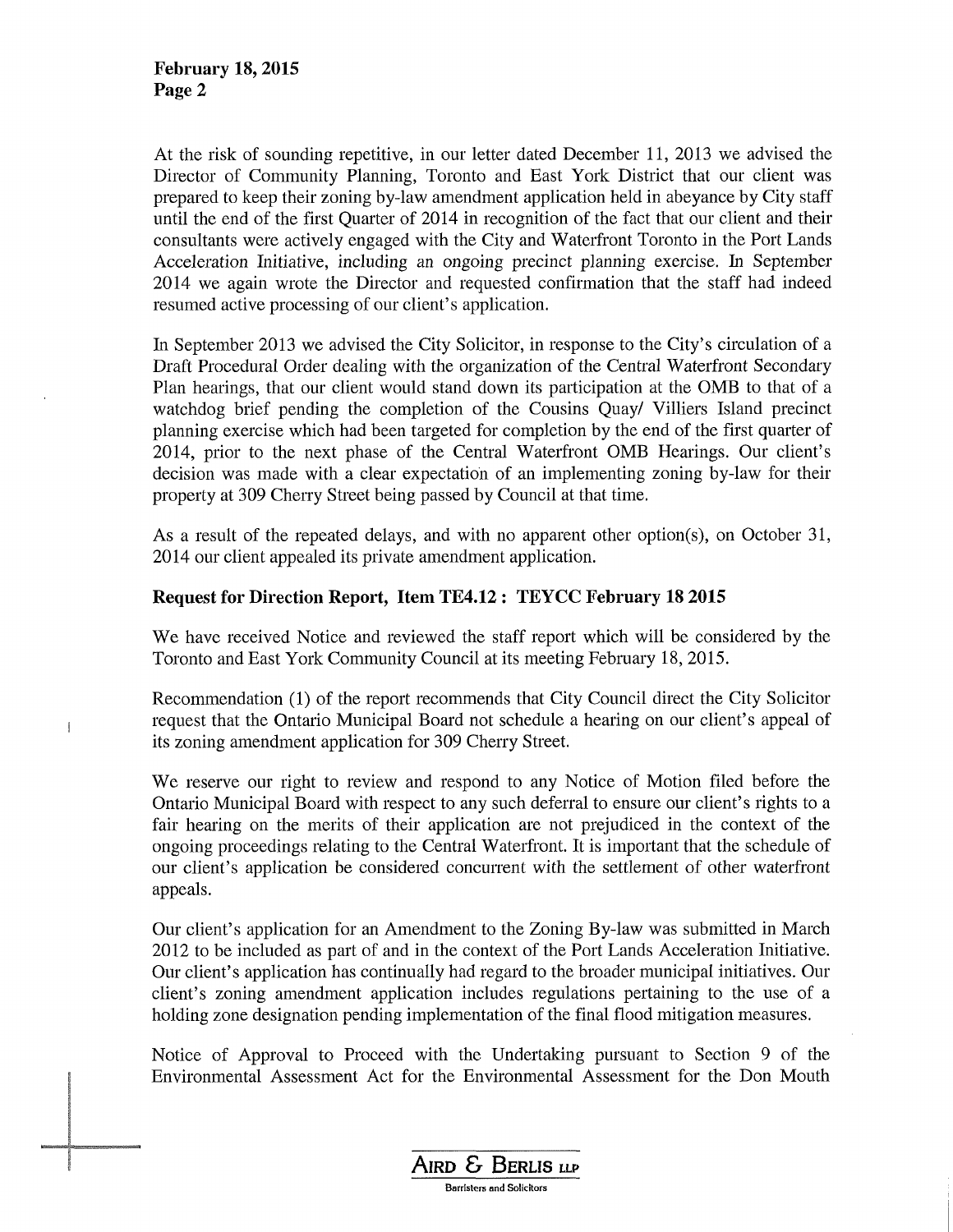At the risk of sounding repetitive, in our letter dated December 11, 2013 we advised the Director of Community Planning, Toronto and East York District that our client was prepared to keep their zoning by-law amendment application held in abeyance by City staff until the end of the first Quarter of 2014 in recognition of the fact that our client and their consultants were actively engaged with the City and Waterfront Toronto in the Port Lands Acceleration Initiative, including an ongoing precinct planning exercise. In September 2014 we again wrote the Director and requested confirmation that the staff had indeed resumed active processing of our client's application.

In September 2013 we advised the City Solicitor, in response to the City's circulation of a Draft Procedural Order dealing with the organization of the Central Waterfront Secondary Plan hearings, that our client would stand down its participation at the OMB to that of a watchdog brief pending the completion of the Cousins Quay/ Villiers Island precinct planning exercise which had been targeted for completion by the end of the first quarter of 2014, prior to the next phase of the Central Waterfront OMB Hearings. Our client's decision was made with a clear expectation of an implementing zoning by-law for their property at 309 Cherry Street being passed by Council at that time.

As a result of the repeated delays, and with no apparent other option(s), on October 31, 2014 our client appealed its private amendment application.

**Request for Direction Report, Item TE4.12 : TEYCC February 18 2015**

We have received Notice and reviewed the staff report which will be considered by the Toronto and East York Community Council at its meeting February 18, 2015.

Recommendation (1) of the report recommends that City Council direct the City Solicitor request that the Ontario Municipal Board not schedule a hearing on our client's appeal of its zoning amendment application for 309 Cherry Street.

We reserve our right to review and respond to any Notice of Motion filed before the Ontario Municipal Board with respect to any such deferral to ensure our client's rights to a fair hearing on the merits of their application are not prejudiced in the context of the ongoing proceedings relating to the Central Waterfront. It is important that the schedule of our client's application be considered concurrent with the settlement of other waterfront appeals.

Our client's application for an Amendment to the Zoning By-law was submitted in March 2012 to be included as part of and in the context of the Port Lands Acceleration Initiative. Our client's application has continually had regard to the broader municipal initiatives. Our client's zoning amendment application includes regulations pertaining to the use of a holding zone designation pending implementation of the final flood mitigation measures.

Notice of Approval to Proceed with the Undertaking pursuant to Section 9 of the Environmental Assessment Act for the Environmental Assessment for the Don Mouth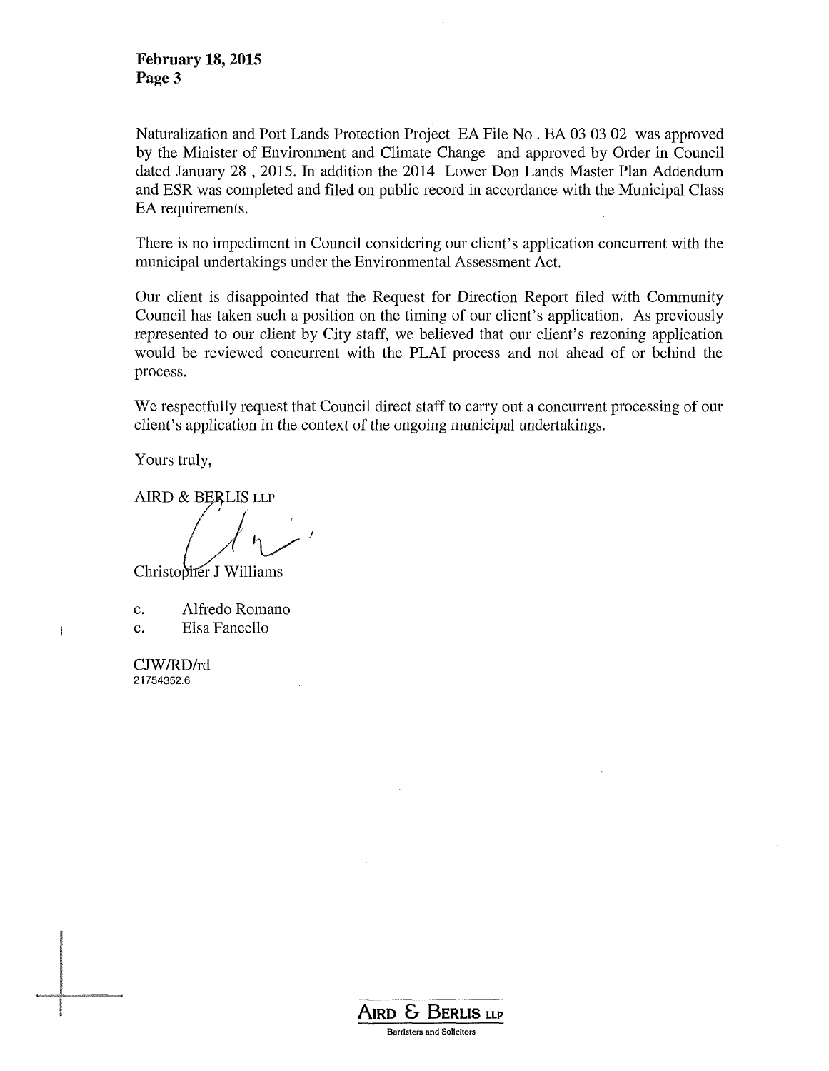Naturalization and Port Lands Protection Project EA File No . EA 03 03 02 was approved by the Minister of Environment and Climate Change and approved by Order in Council dated January 28 , 2015. In addition the 2014 Lower Don Lands Master Plan Addendum and ESR was completed and filed on public record in accordance with the Municipal Class EA requirements.

There is no impediment in Council considering our client's application concurrent with the municipal undertakings under the Environmental Assessment Act.

Our client is disappointed that the Request for Direction Report filed with Community Council has taken such a position on the timing of our client's application. As previously represented to our client by City staff, we believed that our client's rezoning application would be reviewed concurrent with the PLAI process and not ahead of or behind the process.

We respectfully request that Council direct staff to carry out a concurrent processing of our client's application in the context of the ongoing municipal undertakings.

Yours truly,

AIRD & BERLIS LLP

Christopher J Williams

c. Alfredo Romano
c. Elsa Fancello

CJW/RD/rd
21754352.6